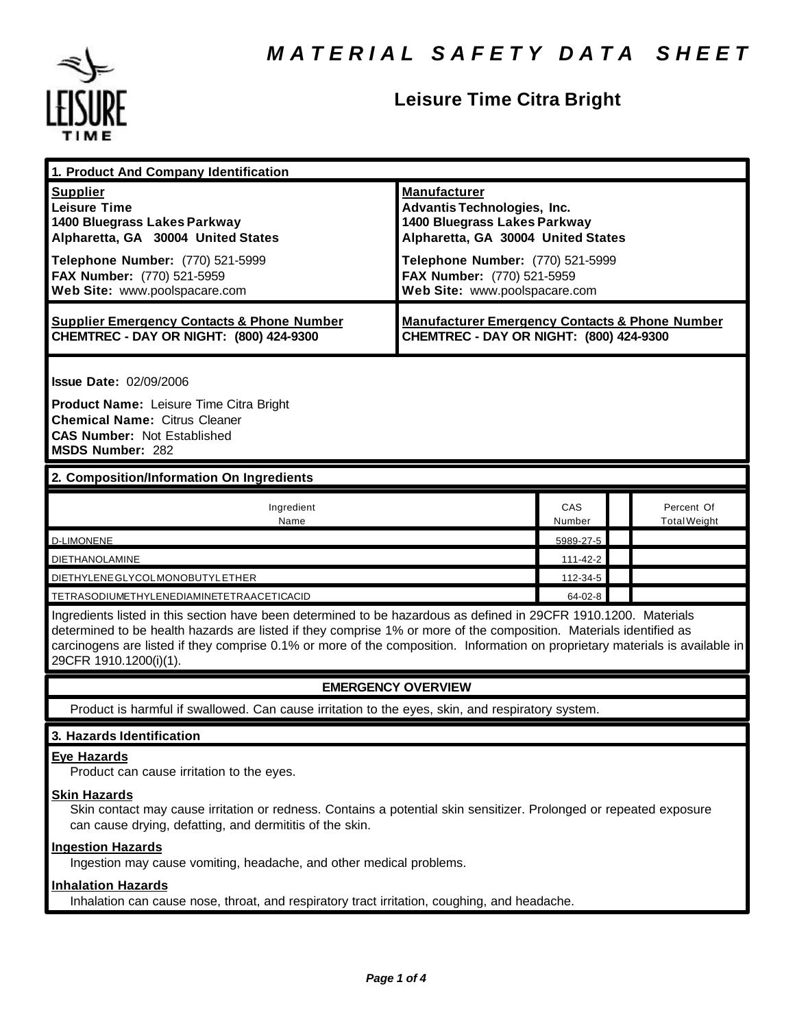# MATERIAL SAFETY DATA SHEET

## Leisure Time Citra Bright

### 1. Product And Company Identification

| **Supplier** | **Manufacturer** |
|---|---|
| **Leisure Time**<br>**1400 Bluegrass Lakes Parkway**<br>**Alpharetta, GA 30004 United States** | **Advantis Technologies, Inc.**<br>**1400 Bluegrass Lakes Parkway**<br>**Alpharetta, GA 30004 United States** |
| **Telephone Number:** (770) 521-5999<br>**FAX Number:** (770) 521-5959<br>**Web Site:** www.poolspacare.com | **Telephone Number:** (770) 521-5999<br>**FAX Number:** (770) 521-5959<br>**Web Site:** www.poolspacare.com |
| **Supplier Emergency Contacts & Phone Number**<br>**CHEMTREC - DAY OR NIGHT: (800) 424-9300** | **Manufacturer Emergency Contacts & Phone Number**<br>**CHEMTREC - DAY OR NIGHT: (800) 424-9300** |

**Issue Date:** 02/09/2006

**Product Name:** Leisure Time Citra Bright
**Chemical Name:** Citrus Cleaner
**CAS Number:** Not Established
**MSDS Number:** 282

### 2. Composition/Information On Ingredients

| Ingredient Name | CAS Number | | Percent Of Total Weight |
|---|---|---|---|
| D-LIMONENE | 5989-27-5 | | |
| DIETHANOLAMINE | 111-42-2 | | |
| DIETHYLENEGLYCOLMONOBUTYLETHER | 112-34-5 | | |
| TETRASODIUMETHYLENEDIAMINETETRAACETICACID | 64-02-8 | | |

Ingredients listed in this section have been determined to be hazardous as defined in 29CFR 1910.1200. Materials determined to be health hazards are listed if they comprise 1% or more of the composition. Materials identified as carcinogens are listed if they comprise 0.1% or more of the composition. Information on proprietary materials is available in 29CFR 1910.1200(i)(1).

### EMERGENCY OVERVIEW

Product is harmful if swallowed. Can cause irritation to the eyes, skin, and respiratory system.

### 3. Hazards Identification

**Eye Hazards**

Product can cause irritation to the eyes.

**Skin Hazards**

Skin contact may cause irritation or redness. Contains a potential skin sensitizer. Prolonged or repeated exposure can cause drying, defatting, and dermititis of the skin.

**Ingestion Hazards**

Ingestion may cause vomiting, headache, and other medical problems.

**Inhalation Hazards**

Inhalation can cause nose, throat, and respiratory tract irritation, coughing, and headache.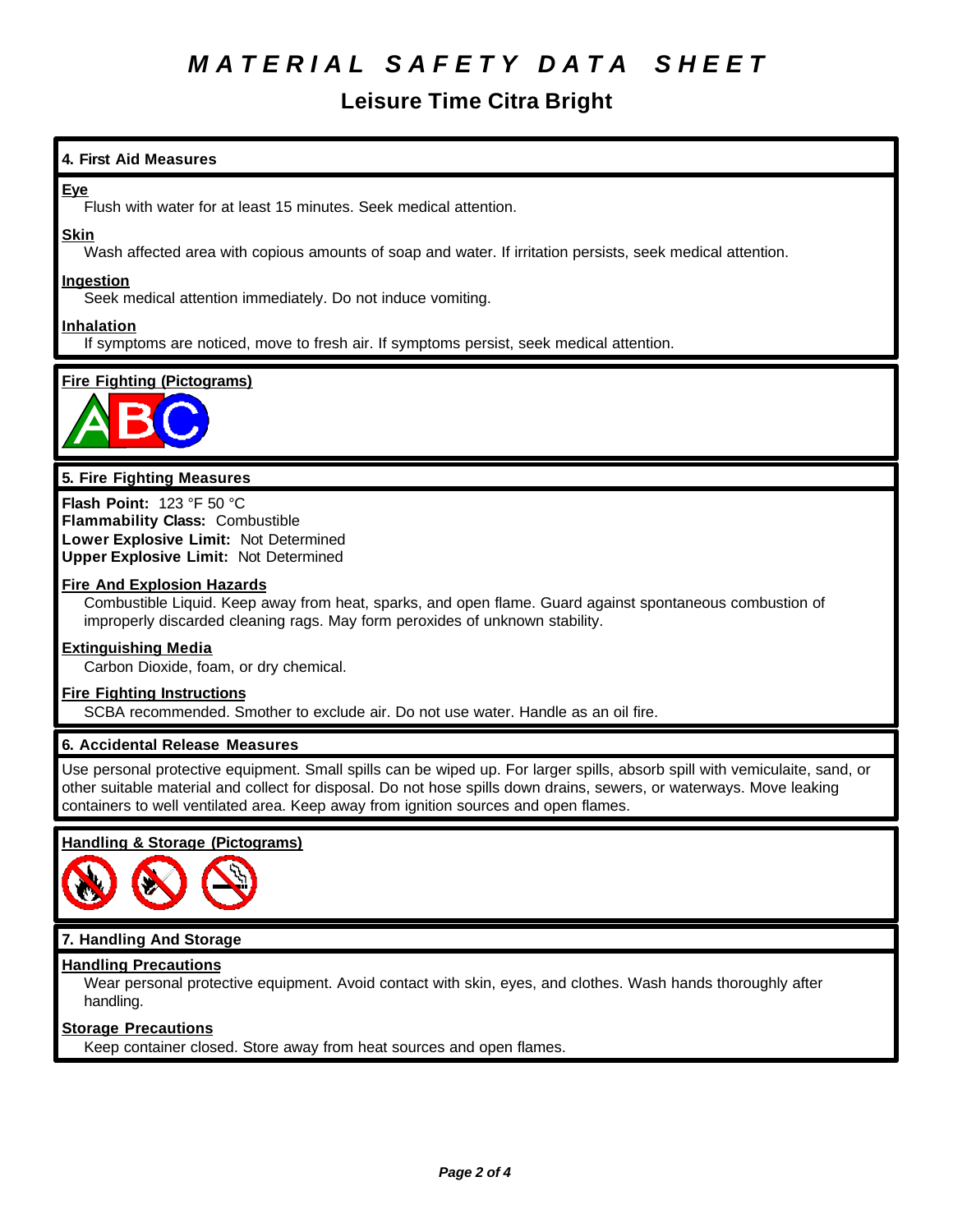# MATERIAL SAFETY DATA SHEET

## Leisure Time Citra Bright

### 4. First Aid Measures

**Eye**
Flush with water for at least 15 minutes. Seek medical attention.

**Skin**
Wash affected area with copious amounts of soap and water. If irritation persists, seek medical attention.

**Ingestion**
Seek medical attention immediately. Do not induce vomiting.

**Inhalation**
If symptoms are noticed, move to fresh air. If symptoms persist, seek medical attention.

**Fire Fighting (Pictograms)**

### 5. Fire Fighting Measures

**Flash Point:** 123 °F 50 °C
**Flammability Class:** Combustible
**Lower Explosive Limit:** Not Determined
**Upper Explosive Limit:** Not Determined

**Fire And Explosion Hazards**
Combustible Liquid. Keep away from heat, sparks, and open flame. Guard against spontaneous combustion of improperly discarded cleaning rags. May form peroxides of unknown stability.

**Extinguishing Media**
Carbon Dioxide, foam, or dry chemical.

**Fire Fighting Instructions**
SCBA recommended. Smother to exclude air. Do not use water. Handle as an oil fire.

### 6. Accidental Release Measures

Use personal protective equipment. Small spills can be wiped up. For larger spills, absorb spill with vemiculaite, sand, or other suitable material and collect for disposal. Do not hose spills down drains, sewers, or waterways. Move leaking containers to well ventilated area. Keep away from ignition sources and open flames.

**Handling & Storage (Pictograms)**

### 7. Handling And Storage

**Handling Precautions**
Wear personal protective equipment. Avoid contact with skin, eyes, and clothes. Wash hands thoroughly after handling.

**Storage Precautions**
Keep container closed. Store away from heat sources and open flames.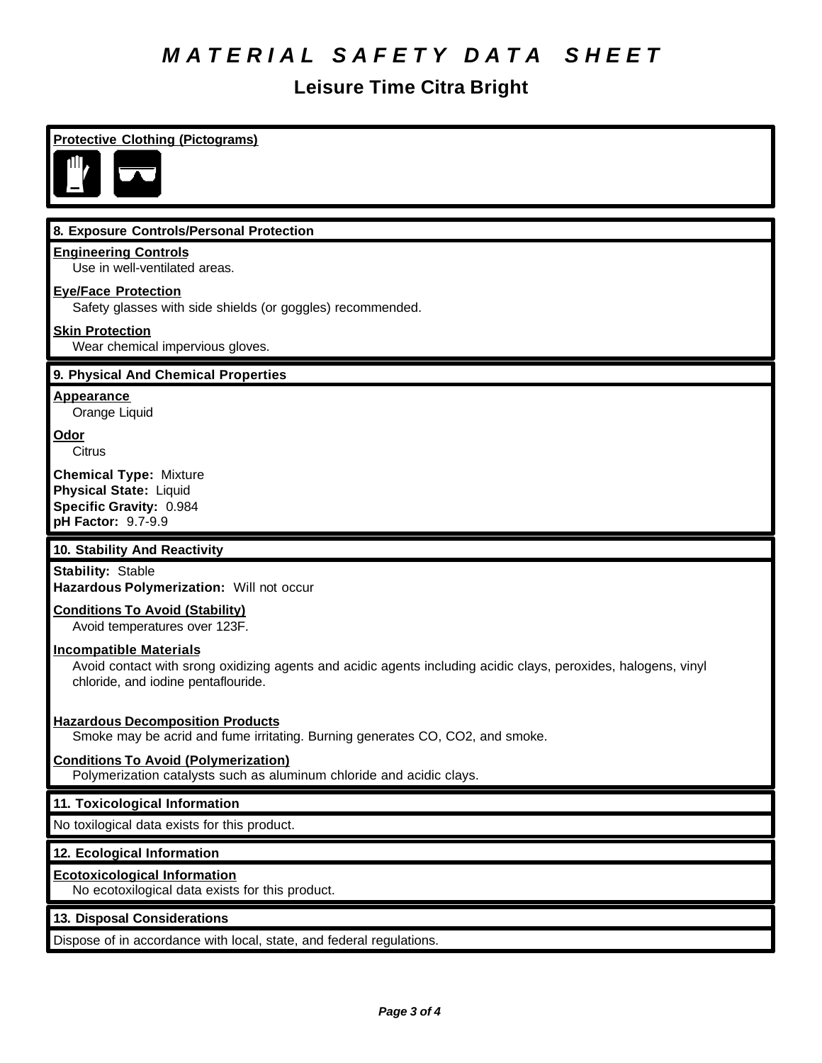# *MATERIAL SAFETY DATA SHEET*

## Leisure Time Citra Bright

**Protective Clothing (Pictograms)**

### 8. Exposure Controls/Personal Protection

**Engineering Controls**
Use in well-ventilated areas.

**Eye/Face Protection**
Safety glasses with side shields (or goggles) recommended.

**Skin Protection**
Wear chemical impervious gloves.

### 9. Physical And Chemical Properties

**Appearance**
Orange Liquid

**Odor**
Citrus

**Chemical Type:** Mixture
**Physical State:** Liquid
**Specific Gravity:** 0.984
**pH Factor:** 9.7-9.9

### 10. Stability And Reactivity

**Stability:** Stable
**Hazardous Polymerization:** Will not occur

**Conditions To Avoid (Stability)**
Avoid temperatures over 123F.

**Incompatible Materials**
Avoid contact with srong oxidizing agents and acidic agents including acidic clays, peroxides, halogens, vinyl chloride, and iodine pentaflouride.

**Hazardous Decomposition Products**
Smoke may be acrid and fume irritating. Burning generates CO, $CO_2$, and smoke.

**Conditions To Avoid (Polymerization)**
Polymerization catalysts such as aluminum chloride and acidic clays.

### 11. Toxicological Information

No toxilogical data exists for this product.

### 12. Ecological Information

**Ecotoxicological Information**
No ecotoxilogical data exists for this product.

### 13. Disposal Considerations

Dispose of in accordance with local, state, and federal regulations.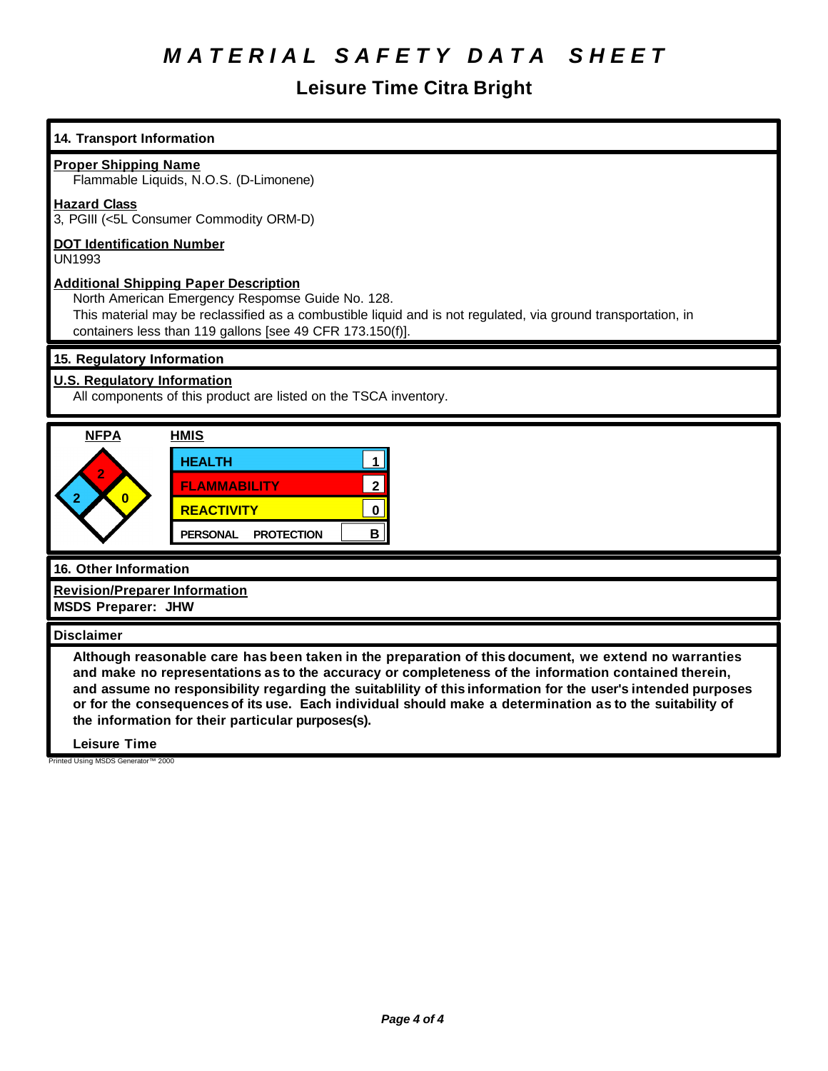# MATERIAL SAFETY DATA SHEET

## Leisure Time Citra Bright

### 14. Transport Information

**Proper Shipping Name**
Flammable Liquids, N.O.S. (D-Limonene)

**Hazard Class**
3, PGIII (<5L Consumer Commodity ORM-D)

**DOT Identification Number**
UN1993

**Additional Shipping Paper Description**
North American Emergency Respomse Guide No. 128.
This material may be reclassified as a combustible liquid and is not regulated, via ground transportation, in containers less than 119 gallons [see 49 CFR 173.150(f)].

### 15. Regulatory Information

**U.S. Regulatory Information**
All components of this product are listed on the TSCA inventory.

**NFPA**

2
2 0

**HMIS**

| | |
|---|---|
| HEALTH | 1 |
| FLAMMABILITY | 2 |
| REACTIVITY | 0 |
| PERSONAL PROTECTION | B |

### 16. Other Information

**Revision/Preparer Information**
**MSDS Preparer: JHW**

### Disclaimer

**Although reasonable care has been taken in the preparation of this document, we extend no warranties and make no representations as to the accuracy or completeness of the information contained therein, and assume no responsibility regarding the suitablility of this information for the user's intended purposes or for the consequences of its use. Each individual should make a determination as to the suitability of the information for their particular purposes(s).**

**Leisure Time**

Printed Using MSDS Generator™ 2000